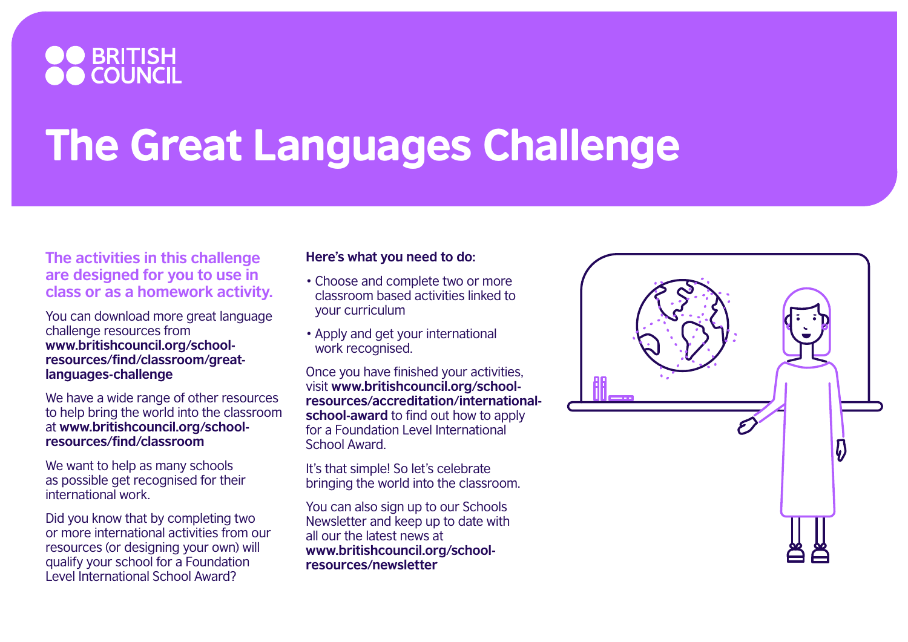BRITISH COUNCIL

# The Great Languages Challenge

**The activities in this challenge are designed for you to use in class or as a homework activity.**

You can download more great language challenge resources from **www.britishcouncil.org/school-resources/find/classroom/great-languages-challenge**

We have a wide range of other resources to help bring the world into the classroom at **www.britishcouncil.org/school-resources/find/classroom**

We want to help as many schools as possible get recognised for their international work.

Did you know that by completing two or more international activities from our resources (or designing your own) will qualify your school for a Foundation Level International School Award?

**Here's what you need to do:**

- Choose and complete two or more classroom based activities linked to your curriculum
- Apply and get your international work recognised.

Once you have finished your activities, visit **www.britishcouncil.org/school-resources/accreditation/international-school-award** to find out how to apply for a Foundation Level International School Award.

It's that simple! So let's celebrate bringing the world into the classroom.

You can also sign up to our Schools Newsletter and keep up to date with all our the latest news at **www.britishcouncil.org/school-resources/newsletter**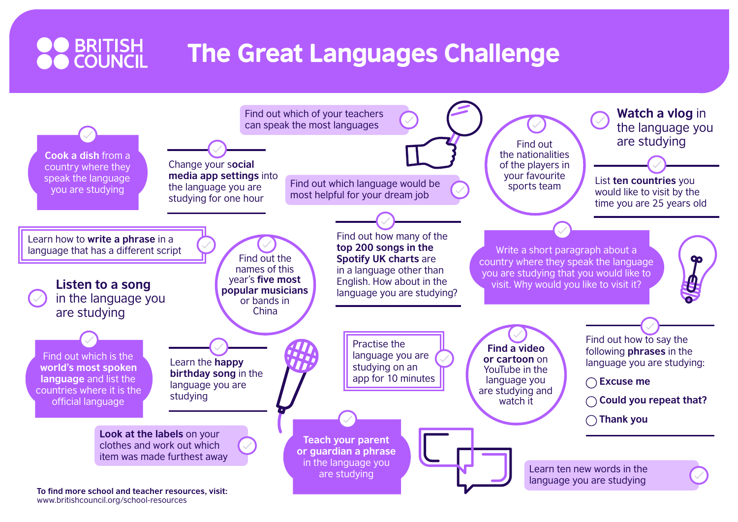# BRITISH COUNCIL — The Great Languages Challenge

- **Cook a dish** from a country where they speak the language you are studying
- Change your **social media app settings** into the language you are studying for one hour
- Find out which of your teachers can speak the most languages
- Find out which language would be most helpful for your dream job
- Find out the nationalities of the players in your favourite sports team
- **Watch a vlog** in the language you are studying
- List **ten countries** you would like to visit by the time you are 25 years old
- Learn how to **write a phrase** in a language that has a different script
- **Listen to a song** in the language you are studying
- Find out the names of this year's **five most popular musicians** or bands in China
- Find out how many of the **top 200 songs in the Spotify UK charts** are in a language other than English. How about in the language you are studying?
- Write a short paragraph about a country where they speak the language you are studying that you would like to visit. Why would you like to visit it?
- Find out which is the **world's most spoken language** and list the countries where it is the official language
- Learn the **happy birthday song** in the language you are studying
- Practise the language you are studying on an app for 10 minutes
- **Find a video or cartoon** on YouTube in the language you are studying and watch it
- Find out how to say the following **phrases** in the language you are studying:
  - ◯ **Excuse me**
  - ◯ **Could you repeat that?**
  - ◯ **Thank you**
- **Look at the labels** on your clothes and work out which item was made furthest away
- **Teach your parent or guardian a phrase** in the language you are studying
- Learn ten new words in the language you are studying

**To find more school and teacher resources, visit:**
www.britishcouncil.org/school-resources